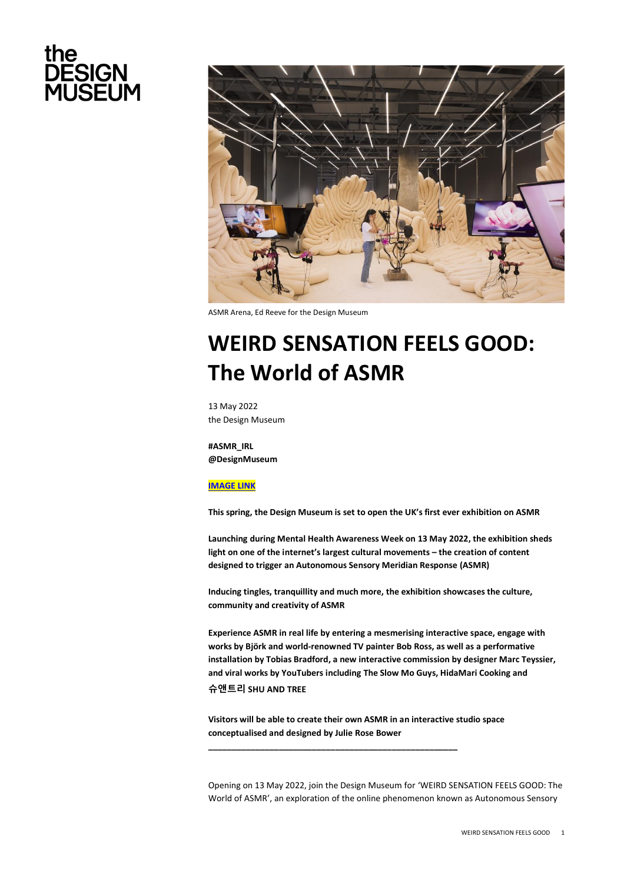the DESIGN MUSEUM

ASMR Arena, Ed Reeve for the Design Museum

# WEIRD SENSATION FEELS GOOD: The World of ASMR

13 May 2022
the Design Museum

**#ASMR_IRL**
**@DesignMuseum**

**IMAGE LINK**

**This spring, the Design Museum is set to open the UK's first ever exhibition on ASMR**

**Launching during Mental Health Awareness Week on 13 May 2022, the exhibition sheds light on one of the internet's largest cultural movements – the creation of content designed to trigger an Autonomous Sensory Meridian Response (ASMR)**

**Inducing tingles, tranquillity and much more, the exhibition showcases the culture, community and creativity of ASMR**

**Experience ASMR in real life by entering a mesmerising interactive space, engage with works by Björk and world-renowned TV painter Bob Ross, as well as a performative installation by Tobias Bradford, a new interactive commission by designer Marc Teyssier, and viral works by YouTubers including The Slow Mo Guys, HidaMari Cooking and 슈앤트리 SHU AND TREE**

**Visitors will be able to create their own ASMR in an interactive studio space conceptualised and designed by Julie Rose Bower**

---

Opening on 13 May 2022, join the Design Museum for 'WEIRD SENSATION FEELS GOOD: The World of ASMR', an exploration of the online phenomenon known as Autonomous Sensory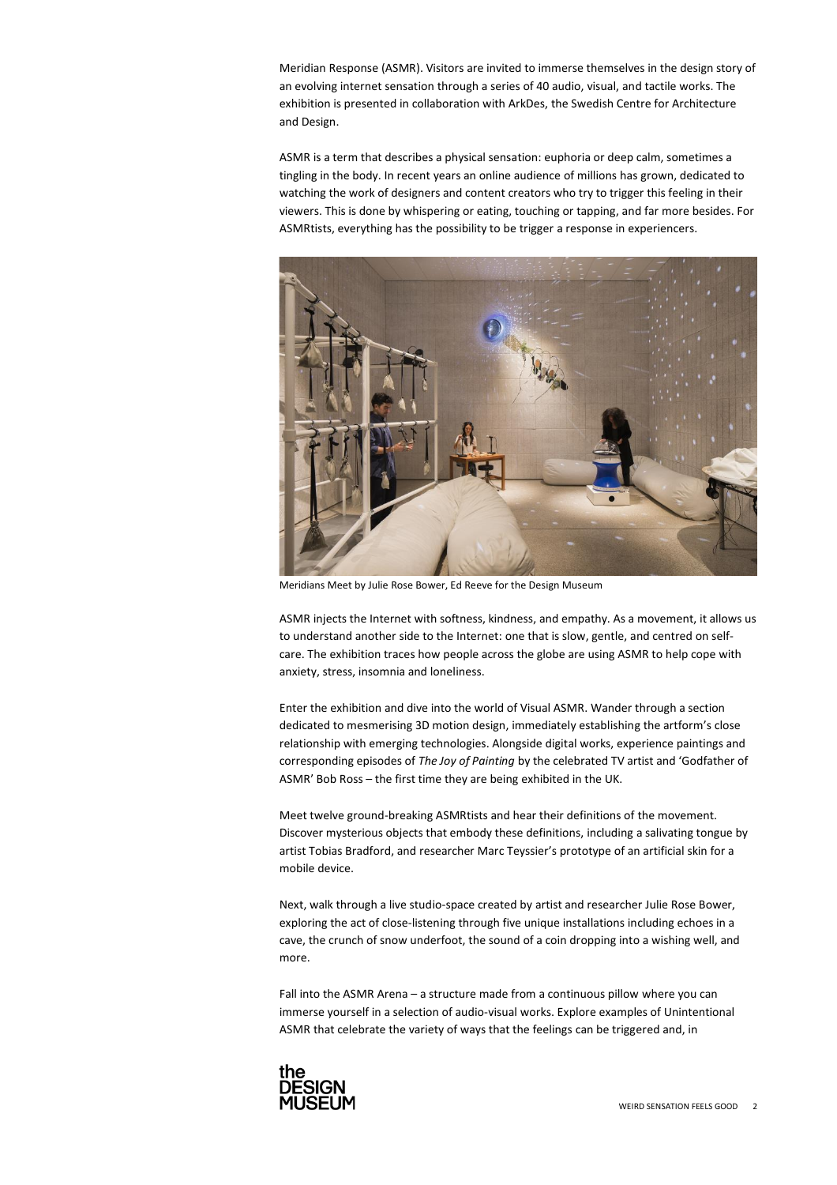Meridian Response (ASMR). Visitors are invited to immerse themselves in the design story of an evolving internet sensation through a series of 40 audio, visual, and tactile works. The exhibition is presented in collaboration with ArkDes, the Swedish Centre for Architecture and Design.

ASMR is a term that describes a physical sensation: euphoria or deep calm, sometimes a tingling in the body. In recent years an online audience of millions has grown, dedicated to watching the work of designers and content creators who try to trigger this feeling in their viewers. This is done by whispering or eating, touching or tapping, and far more besides. For ASMRtists, everything has the possibility to be trigger a response in experiencers.

Meridians Meet by Julie Rose Bower, Ed Reeve for the Design Museum

ASMR injects the Internet with softness, kindness, and empathy. As a movement, it allows us to understand another side to the Internet: one that is slow, gentle, and centred on self-care. The exhibition traces how people across the globe are using ASMR to help cope with anxiety, stress, insomnia and loneliness.

Enter the exhibition and dive into the world of Visual ASMR. Wander through a section dedicated to mesmerising 3D motion design, immediately establishing the artform's close relationship with emerging technologies. Alongside digital works, experience paintings and corresponding episodes of *The Joy of Painting* by the celebrated TV artist and 'Godfather of ASMR' Bob Ross – the first time they are being exhibited in the UK.

Meet twelve ground-breaking ASMRtists and hear their definitions of the movement. Discover mysterious objects that embody these definitions, including a salivating tongue by artist Tobias Bradford, and researcher Marc Teyssier's prototype of an artificial skin for a mobile device.

Next, walk through a live studio-space created by artist and researcher Julie Rose Bower, exploring the act of close-listening through five unique installations including echoes in a cave, the crunch of snow underfoot, the sound of a coin dropping into a wishing well, and more.

Fall into the ASMR Arena – a structure made from a continuous pillow where you can immerse yourself in a selection of audio-visual works. Explore examples of Unintentional ASMR that celebrate the variety of ways that the feelings can be triggered and, in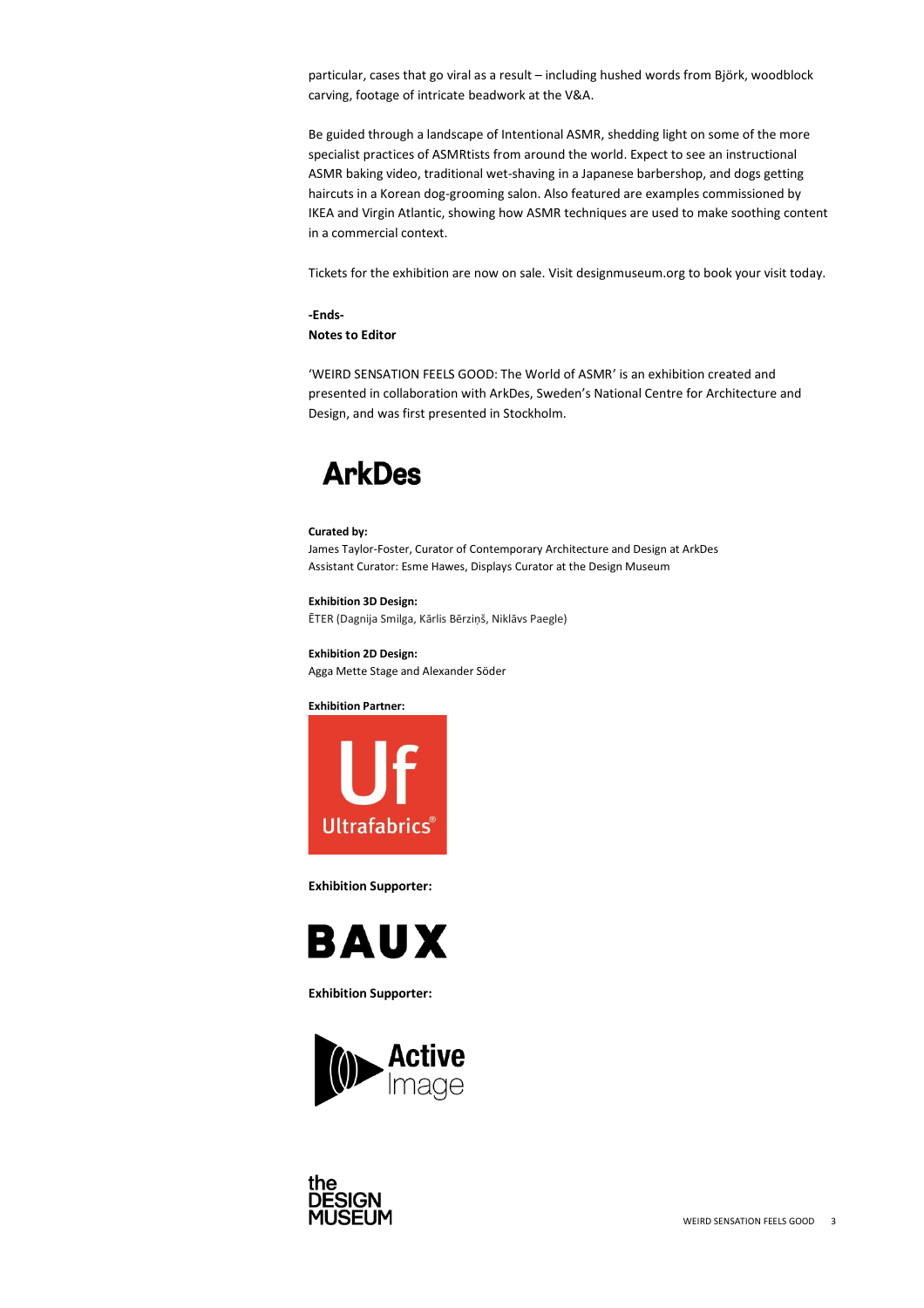particular, cases that go viral as a result – including hushed words from Björk, woodblock carving, footage of intricate beadwork at the V&A.

Be guided through a landscape of Intentional ASMR, shedding light on some of the more specialist practices of ASMRtists from around the world. Expect to see an instructional ASMR baking video, traditional wet-shaving in a Japanese barbershop, and dogs getting haircuts in a Korean dog-grooming salon. Also featured are examples commissioned by IKEA and Virgin Atlantic, showing how ASMR techniques are used to make soothing content in a commercial context.

Tickets for the exhibition are now on sale. Visit designmuseum.org to book your visit today.

**-Ends-**

**Notes to Editor**

'WEIRD SENSATION FEELS GOOD: The World of ASMR' is an exhibition created and presented in collaboration with ArkDes, Sweden's National Centre for Architecture and Design, and was first presented in Stockholm.

ArkDes

**Curated by:**
James Taylor-Foster, Curator of Contemporary Architecture and Design at ArkDes
Assistant Curator: Esme Hawes, Displays Curator at the Design Museum

**Exhibition 3D Design:**
ĒTER (Dagnija Smilga, Kārlis Bērziņš, Niklāvs Paegle)

**Exhibition 2D Design:**
Agga Mette Stage and Alexander Söder

**Exhibition Partner:**

Uf Ultrafabrics®

**Exhibition Supporter:**

BAUX

**Exhibition Supporter:**

Active Image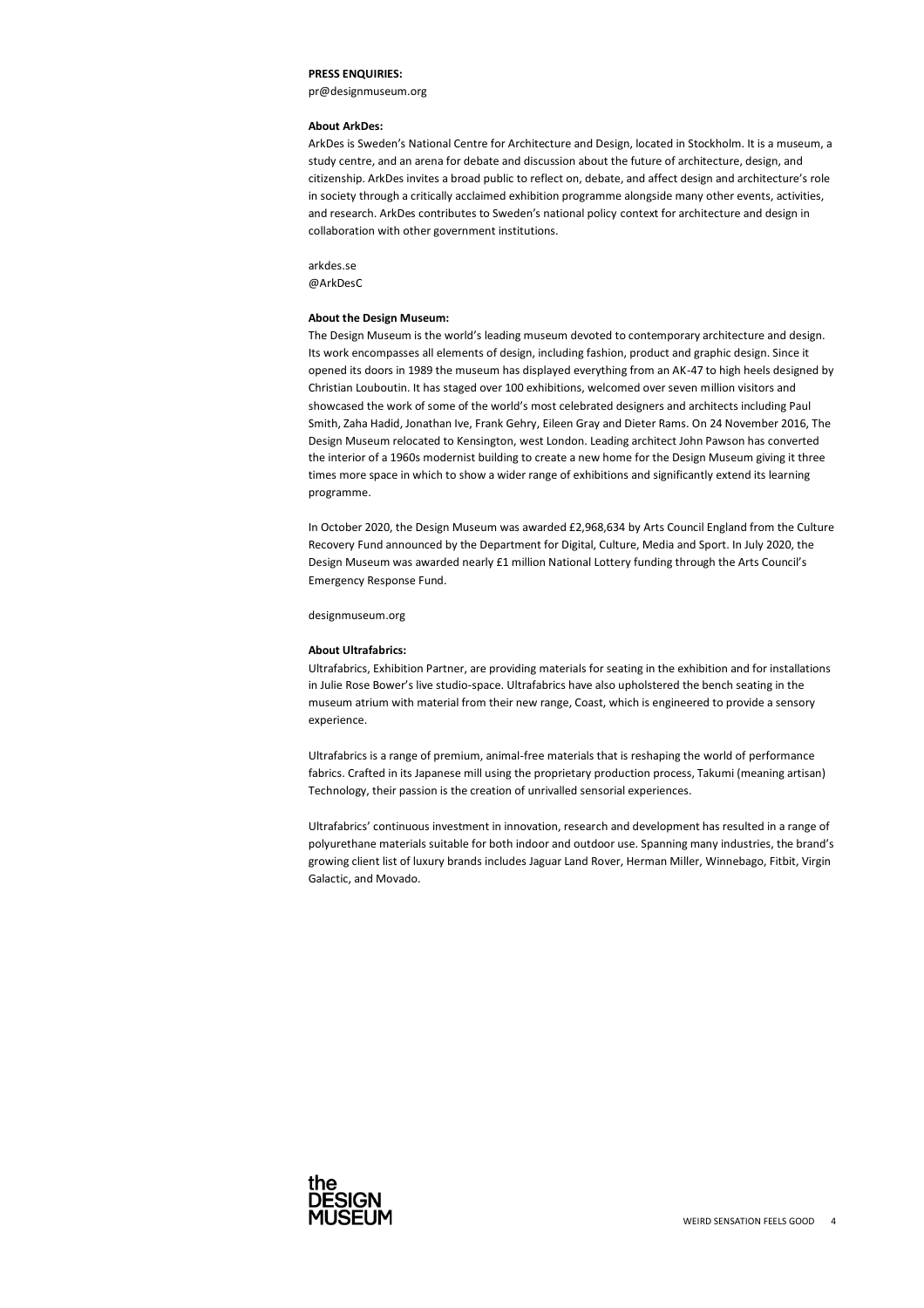**PRESS ENQUIRIES:**
pr@designmuseum.org

**About ArkDes:**
ArkDes is Sweden's National Centre for Architecture and Design, located in Stockholm. It is a museum, a study centre, and an arena for debate and discussion about the future of architecture, design, and citizenship. ArkDes invites a broad public to reflect on, debate, and affect design and architecture's role in society through a critically acclaimed exhibition programme alongside many other events, activities, and research. ArkDes contributes to Sweden's national policy context for architecture and design in collaboration with other government institutions.

arkdes.se
@ArkDesC

**About the Design Museum:**
The Design Museum is the world's leading museum devoted to contemporary architecture and design. Its work encompasses all elements of design, including fashion, product and graphic design. Since it opened its doors in 1989 the museum has displayed everything from an AK-47 to high heels designed by Christian Louboutin. It has staged over 100 exhibitions, welcomed over seven million visitors and showcased the work of some of the world's most celebrated designers and architects including Paul Smith, Zaha Hadid, Jonathan Ive, Frank Gehry, Eileen Gray and Dieter Rams. On 24 November 2016, The Design Museum relocated to Kensington, west London. Leading architect John Pawson has converted the interior of a 1960s modernist building to create a new home for the Design Museum giving it three times more space in which to show a wider range of exhibitions and significantly extend its learning programme.

In October 2020, the Design Museum was awarded £2,968,634 by Arts Council England from the Culture Recovery Fund announced by the Department for Digital, Culture, Media and Sport. In July 2020, the Design Museum was awarded nearly £1 million National Lottery funding through the Arts Council's Emergency Response Fund.

designmuseum.org

**About Ultrafabrics:**
Ultrafabrics, Exhibition Partner, are providing materials for seating in the exhibition and for installations in Julie Rose Bower's live studio-space. Ultrafabrics have also upholstered the bench seating in the museum atrium with material from their new range, Coast, which is engineered to provide a sensory experience.

Ultrafabrics is a range of premium, animal-free materials that is reshaping the world of performance fabrics. Crafted in its Japanese mill using the proprietary production process, Takumi (meaning artisan) Technology, their passion is the creation of unrivalled sensorial experiences.

Ultrafabrics' continuous investment in innovation, research and development has resulted in a range of polyurethane materials suitable for both indoor and outdoor use. Spanning many industries, the brand's growing client list of luxury brands includes Jaguar Land Rover, Herman Miller, Winnebago, Fitbit, Virgin Galactic, and Movado.